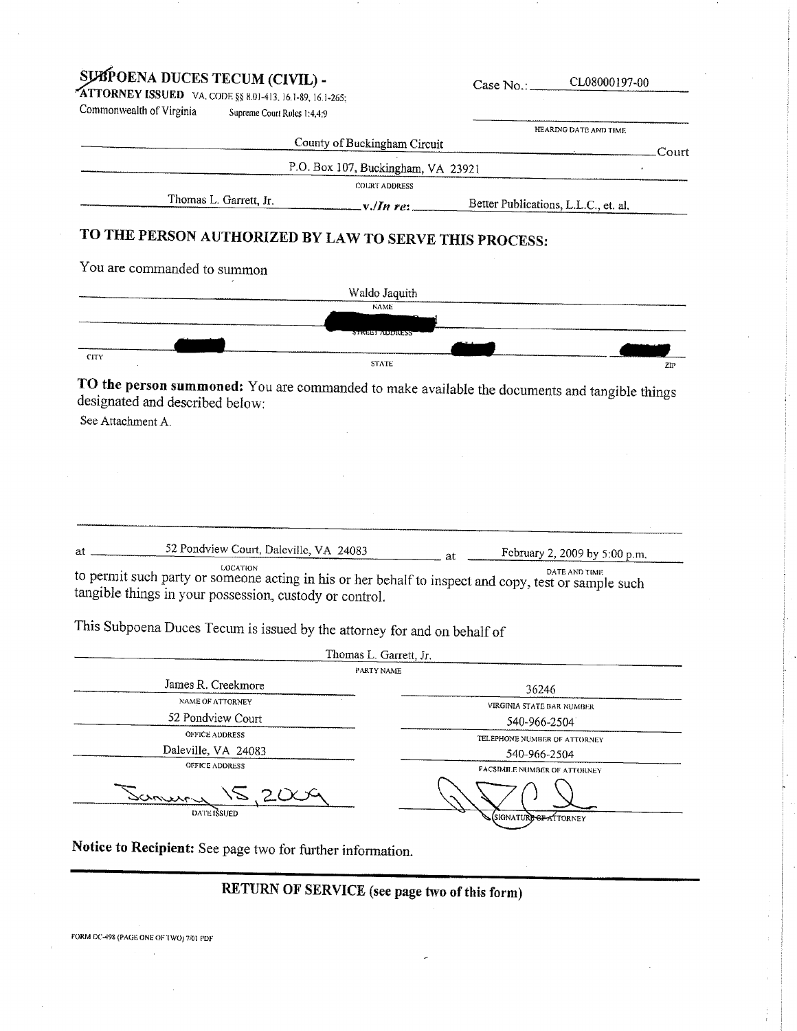# SUBPOENA DUCES TECUM (CIVIL) - ATTORNEY ISSUED

VA. CODE §§ 8.01-413, 16.1-89, 16.1-265; Supreme Court Rules 1:4,4:9

Commonwealth of Virginia

Case No.: CL08000197-00

HEARING DATE AND TIME: 

County of Buckingham Circuit Court

P.O. Box 107, Buckingham, VA 23921
COURT ADDRESS

Thomas L. Garrett, Jr. v./*In re*: Better Publications, L.L.C., et. al.

## TO THE PERSON AUTHORIZED BY LAW TO SERVE THIS PROCESS:

You are commanded to summon

Waldo Jaquith
NAME

[REDACTED]
STREET ADDRESS

[REDACTED] CITY — [REDACTED] STATE — [REDACTED] ZIP

**TO the person summoned:** You are commanded to make available the documents and tangible things designated and described below:

See Attachment A.

at 52 Pondview Court, Daleville, VA 24083 (LOCATION) at February 2, 2009 by 5:00 p.m. (DATE AND TIME)

to permit such party or someone acting in his or her behalf to inspect and copy, test or sample such tangible things in your possession, custody or control.

This Subpoena Duces Tecum is issued by the attorney for and on behalf of

Thomas L. Garrett, Jr.
PARTY NAME

| | |
|---|---|
| James R. Creekmore | 36246 |
| NAME OF ATTORNEY | VIRGINIA STATE BAR NUMBER |
| 52 Pondview Court | 540-966-2504 |
| OFFICE ADDRESS | TELEPHONE NUMBER OF ATTORNEY |
| Daleville, VA 24083 | 540-966-2504 |
| OFFICE ADDRESS | FACSIMILE NUMBER OF ATTORNEY |
| January 15, 2009 | [Signature] |
| DATE ISSUED | SIGNATURE OF ATTORNEY |

**Notice to Recipient:** See page two for further information.

**RETURN OF SERVICE (see page two of this form)**

FORM DC-498 (PAGE ONE OF TWO) 7/01 PDF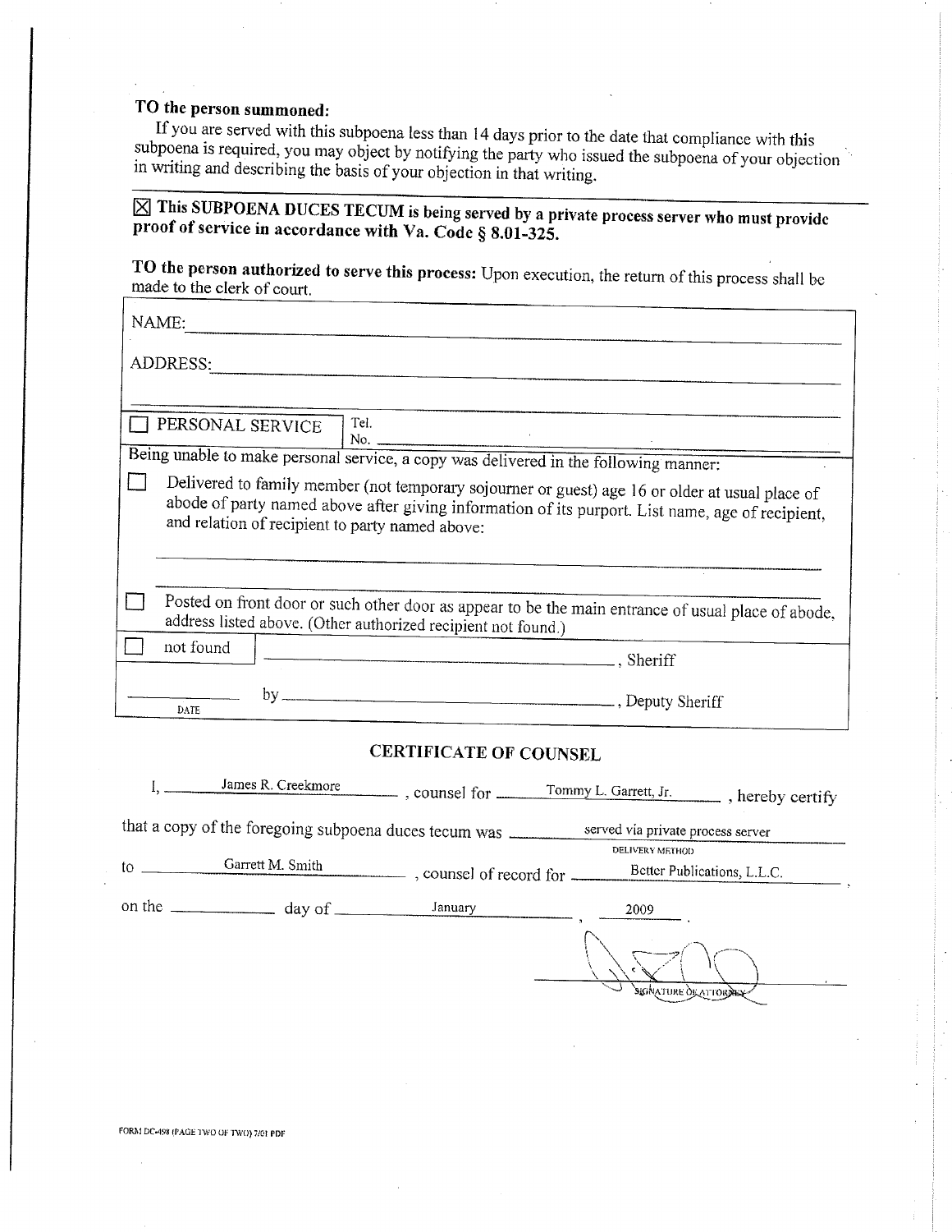**TO the person summoned:**

If you are served with this subpoena less than 14 days prior to the date that compliance with this subpoena is required, you may object by notifying the party who issued the subpoena of your objection in writing and describing the basis of your objection in that writing.

---

☒ **This SUBPOENA DUCES TECUM is being served by a private process server who must provide proof of service in accordance with Va. Code § 8.01-325.**

**TO the person authorized to serve this process:** Upon execution, the return of this process shall be made to the clerk of court.

NAME: ______________________________

ADDRESS: ______________________________

______________________________

☐ PERSONAL SERVICE | Tel. No. ______________

Being unable to make personal service, a copy was delivered in the following manner:

☐ Delivered to family member (not temporary sojourner or guest) age 16 or older at usual place of abode of party named above after giving information of its purport. List name, age of recipient, and relation of recipient to party named above:

______________________________

☐ Posted on front door or such other door as appear to be the main entrance of usual place of abode, address listed above. (Other authorized recipient not found.)

☐ not found | ______________________________, Sheriff

______________ by ______________________________, Deputy Sheriff
DATE

## CERTIFICATE OF COUNSEL

I, James R. Creekmore, counsel for Tommy L. Garrett, Jr., hereby certify that a copy of the foregoing subpoena duces tecum was served via private process server (DELIVERY METHOD) to Garrett M. Smith, counsel of record for Better Publications, L.L.C., on the ______ day of January, 2009.

______________________________
SIGNATURE OF ATTORNEY

FORM DC-498 (PAGE TWO OF TWO) 7/01 PDF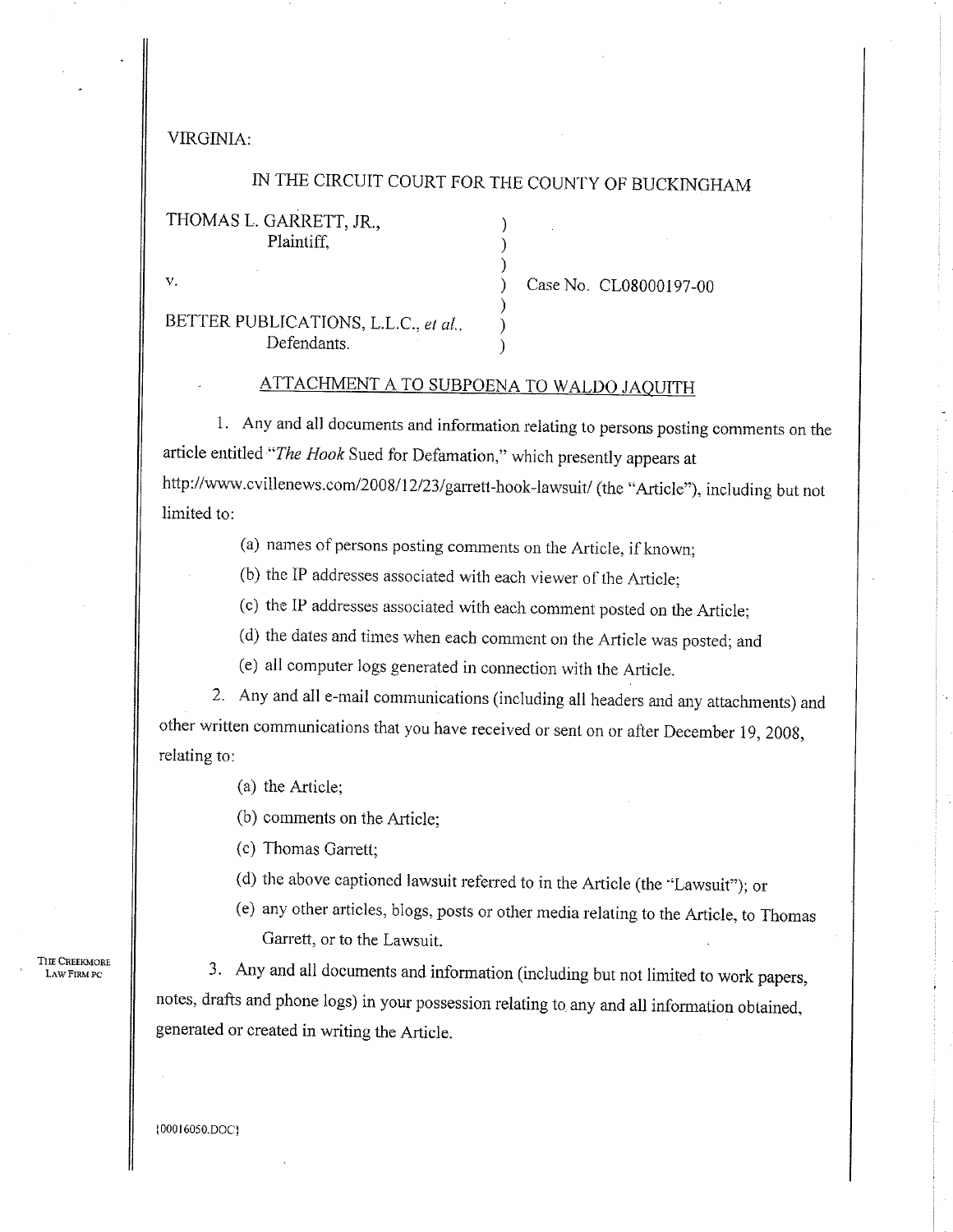VIRGINIA:

IN THE CIRCUIT COURT FOR THE COUNTY OF BUCKINGHAM

THOMAS L. GARRETT, JR.,
Plaintiff,

v.

BETTER PUBLICATIONS, L.L.C., *et al.*,
Defendants.

Case No. CL08000197-00

## ATTACHMENT A TO SUBPOENA TO WALDO JAQUITH

1. Any and all documents and information relating to persons posting comments on the article entitled "*The Hook* Sued for Defamation," which presently appears at http://www.cvillenews.com/2008/12/23/garrett-hook-lawsuit/ (the "Article"), including but not limited to:

   (a) names of persons posting comments on the Article, if known;

   (b) the IP addresses associated with each viewer of the Article;

   (c) the IP addresses associated with each comment posted on the Article;

   (d) the dates and times when each comment on the Article was posted; and

   (e) all computer logs generated in connection with the Article.

2. Any and all e-mail communications (including all headers and any attachments) and other written communications that you have received or sent on or after December 19, 2008, relating to:

   (a) the Article;

   (b) comments on the Article;

   (c) Thomas Garrett;

   (d) the above captioned lawsuit referred to in the Article (the "Lawsuit"); or

   (e) any other articles, blogs, posts or other media relating to the Article, to Thomas Garrett, or to the Lawsuit.

3. Any and all documents and information (including but not limited to work papers, notes, drafts and phone logs) in your possession relating to any and all information obtained, generated or created in writing the Article.

THE CREEKMORE LAW FIRM PC

{00016050.DOC}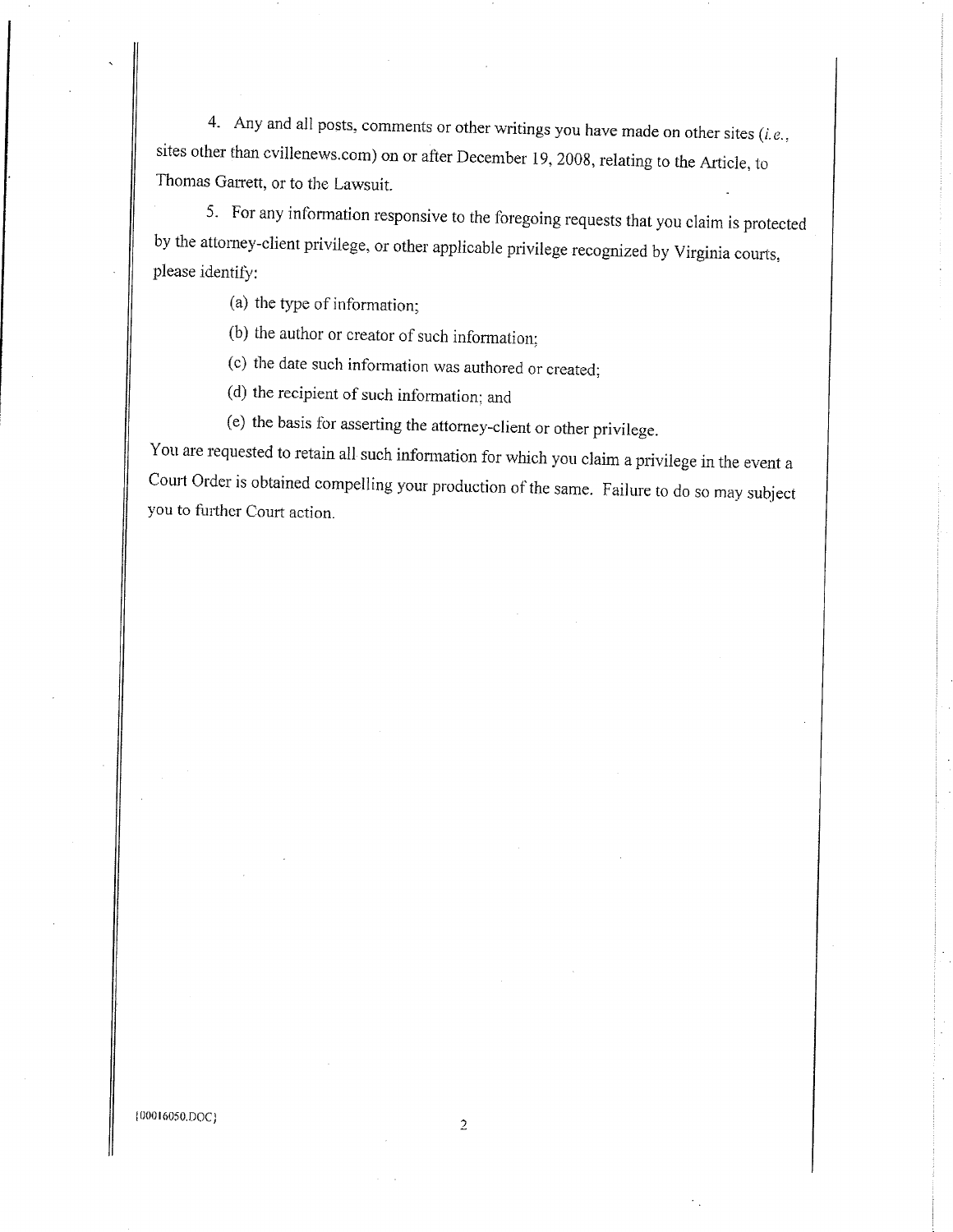4. Any and all posts, comments or other writings you have made on other sites (*i.e.*, sites other than cvillenews.com) on or after December 19, 2008, relating to the Article, to Thomas Garrett, or to the Lawsuit.

5. For any information responsive to the foregoing requests that you claim is protected by the attorney-client privilege, or other applicable privilege recognized by Virginia courts, please identify:

(a) the type of information;

(b) the author or creator of such information;

(c) the date such information was authored or created;

(d) the recipient of such information; and

(e) the basis for asserting the attorney-client or other privilege.

You are requested to retain all such information for which you claim a privilege in the event a Court Order is obtained compelling your production of the same. Failure to do so may subject you to further Court action.

{00016050.DOC}